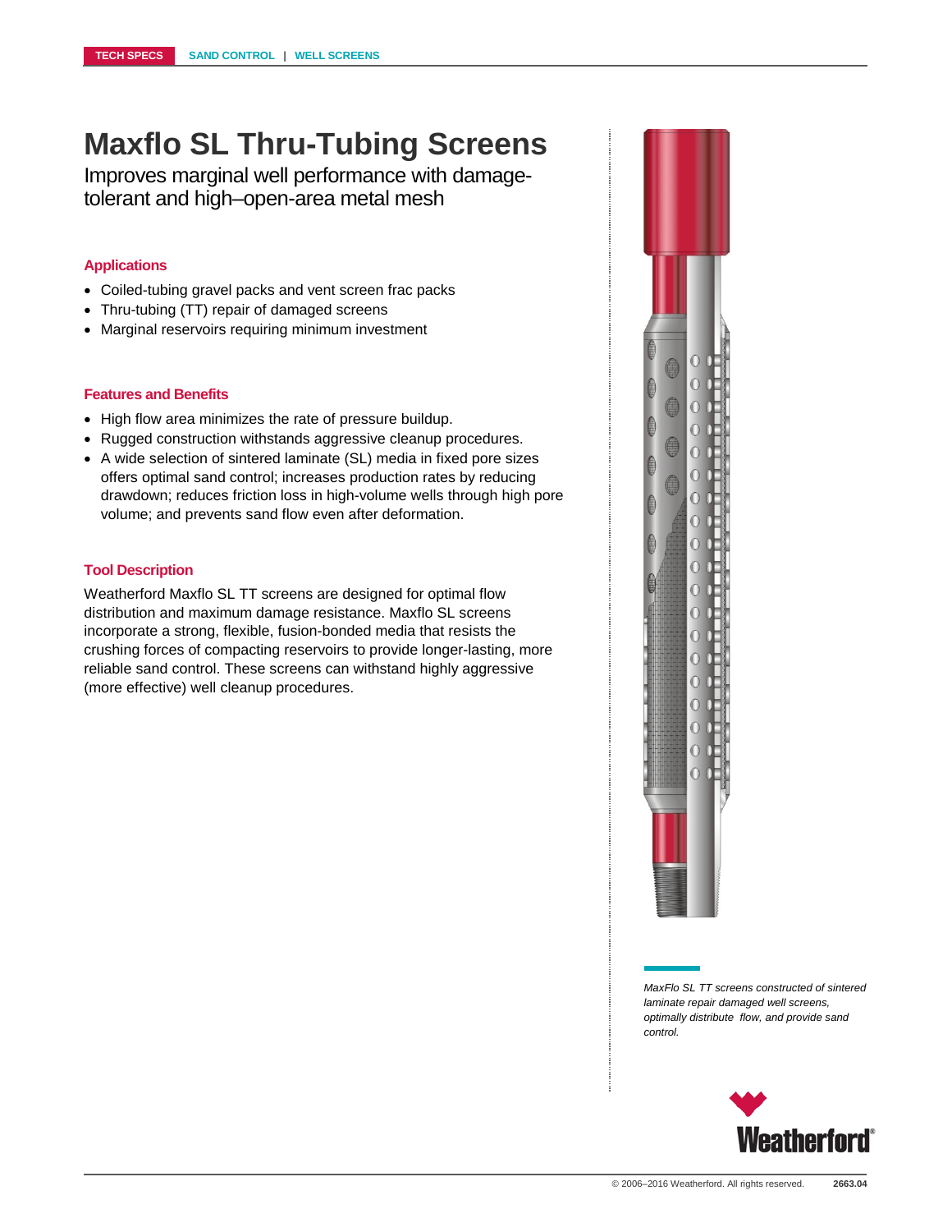# Maxflo SL Thru-Tubing Screens

Improves marginal well performance with damage-tolerant and high–open-area metal mesh

### Applications

- Coiled-tubing gravel packs and vent screen frac packs
- Thru-tubing (TT) repair of damaged screens
- Marginal reservoirs requiring minimum investment

### Features and Benefits

- High flow area minimizes the rate of pressure buildup.
- Rugged construction withstands aggressive cleanup procedures.
- A wide selection of sintered laminate (SL) media in fixed pore sizes offers optimal sand control; increases production rates by reducing drawdown; reduces friction loss in high-volume wells through high pore volume; and prevents sand flow even after deformation.

### Tool Description

Weatherford Maxflo SL TT screens are designed for optimal flow distribution and maximum damage resistance. Maxflo SL screens incorporate a strong, flexible, fusion-bonded media that resists the crushing forces of compacting reservoirs to provide longer-lasting, more reliable sand control. These screens can withstand highly aggressive (more effective) well cleanup procedures.

*MaxFlo SL TT screens constructed of sintered laminate repair damaged well screens, optimally distribute flow, and provide sand control.*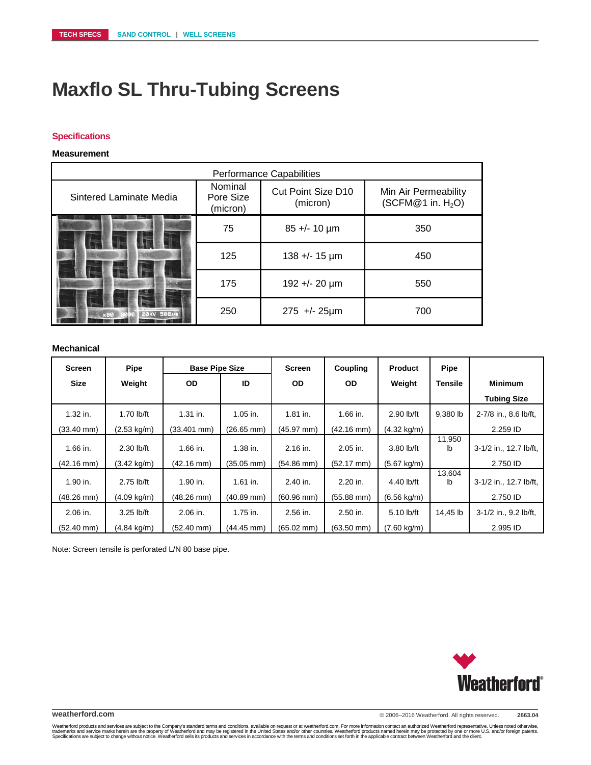TECH SPECS | SAND CONTROL | WELL SCREENS

# Maxflo SL Thru-Tubing Screens

## Specifications

### Measurement

| Performance Capabilities | | | |
|---|---|---|---|
| Sintered Laminate Media | Nominal Pore Size (micron) | Cut Point Size D10 (micron) | Min Air Permeability (SCFM@1 in. $H_2O$) |
| | 75 | 85 +/- 10 µm | 350 |
| | 125 | 138 +/- 15 µm | 450 |
| | 175 | 192 +/- 20 µm | 550 |
| | 250 | 275 +/- 25µm | 700 |

### Mechanical

| Screen Size | Pipe Weight | Base Pipe Size OD | Base Pipe Size ID | Screen OD | Coupling OD | Product Weight | Pipe Tensile | Minimum Tubing Size |
|---|---|---|---|---|---|---|---|---|
| 1.32 in. (33.40 mm) | 1.70 lb/ft (2.53 kg/m) | 1.31 in. (33.401 mm) | 1.05 in. (26.65 mm) | 1.81 in. (45.97 mm) | 1.66 in. (42.16 mm) | 2.90 lb/ft (4.32 kg/m) | 9,380 lb | 2-7/8 in., 8.6 lb/ft, 2.259 ID |
| 1.66 in. (42.16 mm) | 2.30 lb/ft (3.42 kg/m) | 1.66 in. (42.16 mm) | 1.38 in. (35.05 mm) | 2.16 in. (54.86 mm) | 2.05 in. (52.17 mm) | 3.80 lb/ft (5.67 kg/m) | 11,950 lb | 3-1/2 in., 12.7 lb/ft, 2.750 ID |
| 1.90 in. (48.26 mm) | 2.75 lb/ft (4.09 kg/m) | 1.90 in. (48.26 mm) | 1.61 in. (40.89 mm) | 2.40 in. (60.96 mm) | 2.20 in. (55.88 mm) | 4.40 lb/ft (6.56 kg/m) | 13,604 lb | 3-1/2 in., 12.7 lb/ft, 2.750 ID |
| 2.06 in. (52.40 mm) | 3.25 lb/ft (4.84 kg/m) | 2.06 in. (52.40 mm) | 1.75 in. (44.45 mm) | 2.56 in. (65.02 mm) | 2.50 in. (63.50 mm) | 5.10 lb/ft (7.60 kg/m) | 14,45 lb | 3-1/2 in., 9.2 lb/ft, 2.995 ID |

Note: Screen tensile is perforated L/N 80 base pipe.

Weatherford

weatherford.com

© 2006–2016 Weatherford. All rights reserved. 2663.04

Weatherford products and services are subject to the Company's standard terms and conditions, available on request or at weatherford.com. For more information contact an authorized Weatherford representative. Unless noted otherwise, trademarks and service marks herein are the property of Weatherford and may be registered in the United States and/or other countries. Weatherford products named herein may be protected by one or more U.S. and/or foreign patents. Specifications are subject to change without notice. Weatherford sells its products and services in accordance with the terms and conditions set forth in the applicable contract between Weatherford and the client.